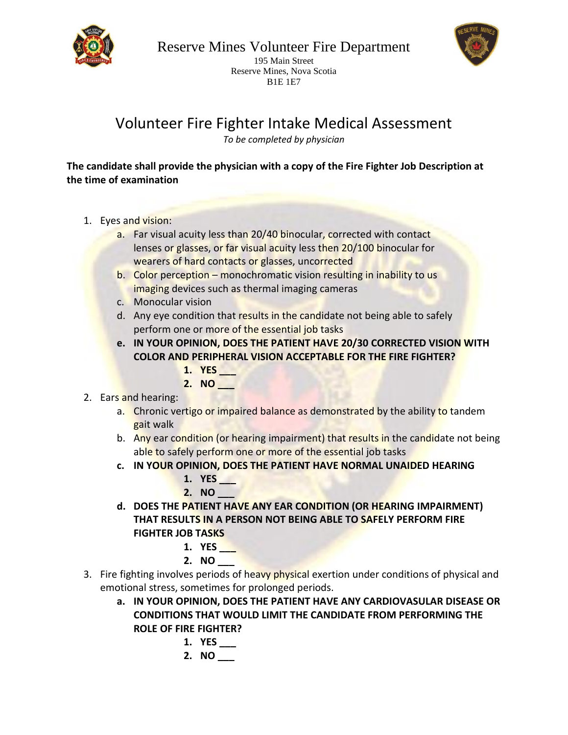Reserve Mines Volunteer Fire Department

195 Main Street
Reserve Mines, Nova Scotia
B1E 1E7

# Volunteer Fire Fighter Intake Medical Assessment

*To be completed by physician*

**The candidate shall provide the physician with a copy of the Fire Fighter Job Description at the time of examination**

1. Eyes and vision:
   a. Far visual acuity less than 20/40 binocular, corrected with contact lenses or glasses, or far visual acuity less then 20/100 binocular for wearers of hard contacts or glasses, uncorrected
   b. Color perception – monochromatic vision resulting in inability to us imaging devices such as thermal imaging cameras
   c. Monocular vision
   d. Any eye condition that results in the candidate not being able to safely perform one or more of the essential job tasks
   **e. IN YOUR OPINION, DOES THE PATIENT HAVE 20/30 CORRECTED VISION WITH COLOR AND PERIPHERAL VISION ACCEPTABLE FOR THE FIRE FIGHTER?**
      1. **YES ___**
      2. **NO ___**
2. Ears and hearing:
   a. Chronic vertigo or impaired balance as demonstrated by the ability to tandem gait walk
   b. Any ear condition (or hearing impairment) that results in the candidate not being able to safely perform one or more of the essential job tasks
   **c. IN YOUR OPINION, DOES THE PATIENT HAVE NORMAL UNAIDED HEARING**
      1. **YES ___**
      2. **NO ___**
   **d. DOES THE PATIENT HAVE ANY EAR CONDITION (OR HEARING IMPAIRMENT) THAT RESULTS IN A PERSON NOT BEING ABLE TO SAFELY PERFORM FIRE FIGHTER JOB TASKS**
      1. **YES ___**
      2. **NO ___**
3. Fire fighting involves periods of heavy physical exertion under conditions of physical and emotional stress, sometimes for prolonged periods.
   **a. IN YOUR OPINION, DOES THE PATIENT HAVE ANY CARDIOVASULAR DISEASE OR CONDITIONS THAT WOULD LIMIT THE CANDIDATE FROM PERFORMING THE ROLE OF FIRE FIGHTER?**
      1. **YES ___**
      2. **NO ___**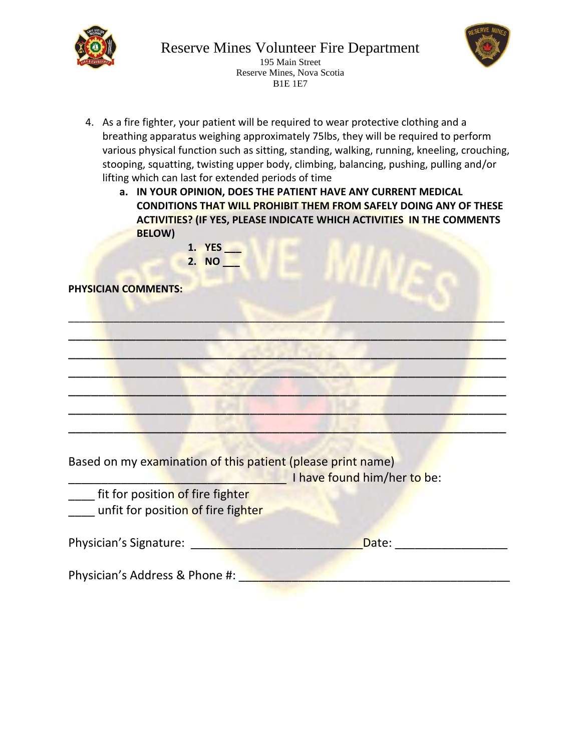Reserve Mines Volunteer Fire Department

195 Main Street
Reserve Mines, Nova Scotia
B1E 1E7

4. As a fire fighter, your patient will be required to wear protective clothing and a breathing apparatus weighing approximately 75lbs, they will be required to perform various physical function such as sitting, standing, walking, running, kneeling, crouching, stooping, squatting, twisting upper body, climbing, balancing, pushing, pulling and/or lifting which can last for extended periods of time
   a. **IN YOUR OPINION, DOES THE PATIENT HAVE ANY CURRENT MEDICAL CONDITIONS THAT WILL PROHIBIT THEM FROM SAFELY DOING ANY OF THESE ACTIVITIES? (IF YES, PLEASE INDICATE WHICH ACTIVITIES IN THE COMMENTS BELOW)**
      1. **YES ___**
      2. **NO ___**

**PHYSICIAN COMMENTS:**

______________________________________________________________________
______________________________________________________________________
______________________________________________________________________
______________________________________________________________________
______________________________________________________________________
______________________________________________________________________
______________________________________________________________________

Based on my examination of this patient (please print name)
___________________________________ I have found him/her to be:

____ fit for position of fire fighter
____ unfit for position of fire fighter

Physician's Signature: ___________________________Date: _________________

Physician's Address & Phone #: ___________________________________________